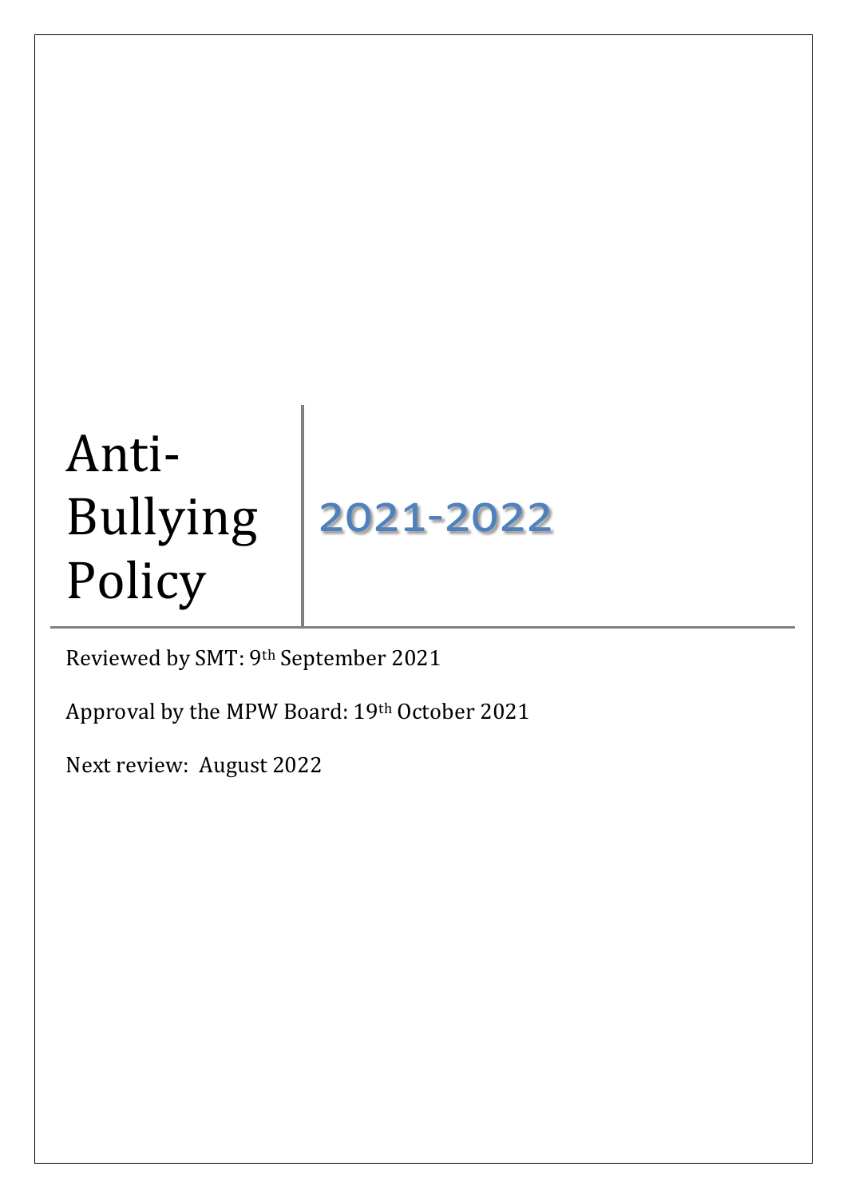# Anti-Bullying Policy

## 2021-2022

Reviewed by SMT: 9th September 2021

Approval by the MPW Board: 19th October 2021

Next review: August 2022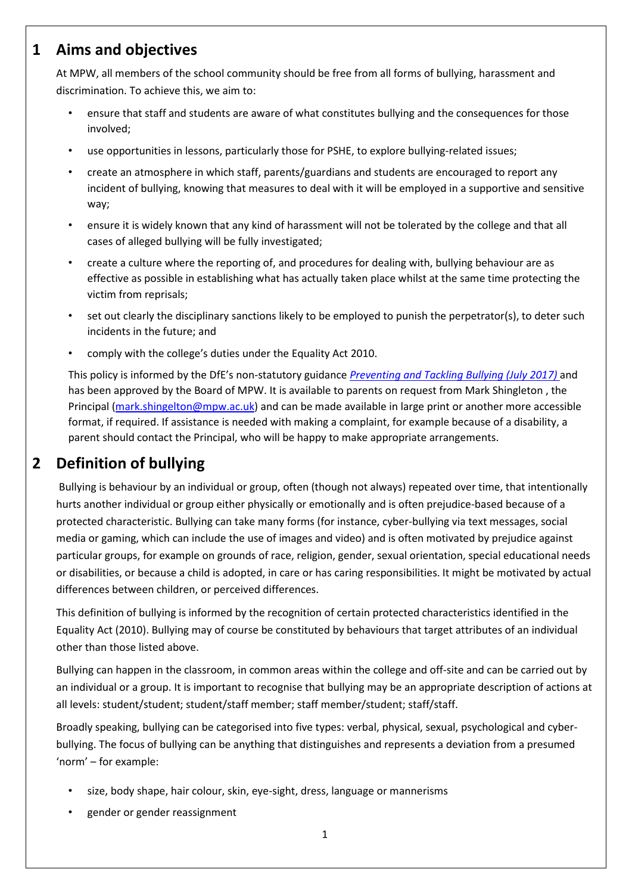## 1 Aims and objectives

At MPW, all members of the school community should be free from all forms of bullying, harassment and discrimination. To achieve this, we aim to:

- ensure that staff and students are aware of what constitutes bullying and the consequences for those involved;
- use opportunities in lessons, particularly those for PSHE, to explore bullying-related issues;
- create an atmosphere in which staff, parents/guardians and students are encouraged to report any incident of bullying, knowing that measures to deal with it will be employed in a supportive and sensitive way;
- ensure it is widely known that any kind of harassment will not be tolerated by the college and that all cases of alleged bullying will be fully investigated;
- create a culture where the reporting of, and procedures for dealing with, bullying behaviour are as effective as possible in establishing what has actually taken place whilst at the same time protecting the victim from reprisals;
- set out clearly the disciplinary sanctions likely to be employed to punish the perpetrator(s), to deter such incidents in the future; and
- comply with the college's duties under the Equality Act 2010.

This policy is informed by the DfE's non-statutory guidance *Preventing and Tackling Bullying (July 2017)* and has been approved by the Board of MPW. It is available to parents on request from Mark Shingleton , the Principal (mark.shingelton@mpw.ac.uk) and can be made available in large print or another more accessible format, if required. If assistance is needed with making a complaint, for example because of a disability, a parent should contact the Principal, who will be happy to make appropriate arrangements.

## 2 Definition of bullying

Bullying is behaviour by an individual or group, often (though not always) repeated over time, that intentionally hurts another individual or group either physically or emotionally and is often prejudice-based because of a protected characteristic. Bullying can take many forms (for instance, cyber-bullying via text messages, social media or gaming, which can include the use of images and video) and is often motivated by prejudice against particular groups, for example on grounds of race, religion, gender, sexual orientation, special educational needs or disabilities, or because a child is adopted, in care or has caring responsibilities. It might be motivated by actual differences between children, or perceived differences.

This definition of bullying is informed by the recognition of certain protected characteristics identified in the Equality Act (2010). Bullying may of course be constituted by behaviours that target attributes of an individual other than those listed above.

Bullying can happen in the classroom, in common areas within the college and off-site and can be carried out by an individual or a group. It is important to recognise that bullying may be an appropriate description of actions at all levels: student/student; student/staff member; staff member/student; staff/staff.

Broadly speaking, bullying can be categorised into five types: verbal, physical, sexual, psychological and cyber-bullying. The focus of bullying can be anything that distinguishes and represents a deviation from a presumed 'norm' – for example:

- size, body shape, hair colour, skin, eye-sight, dress, language or mannerisms
- gender or gender reassignment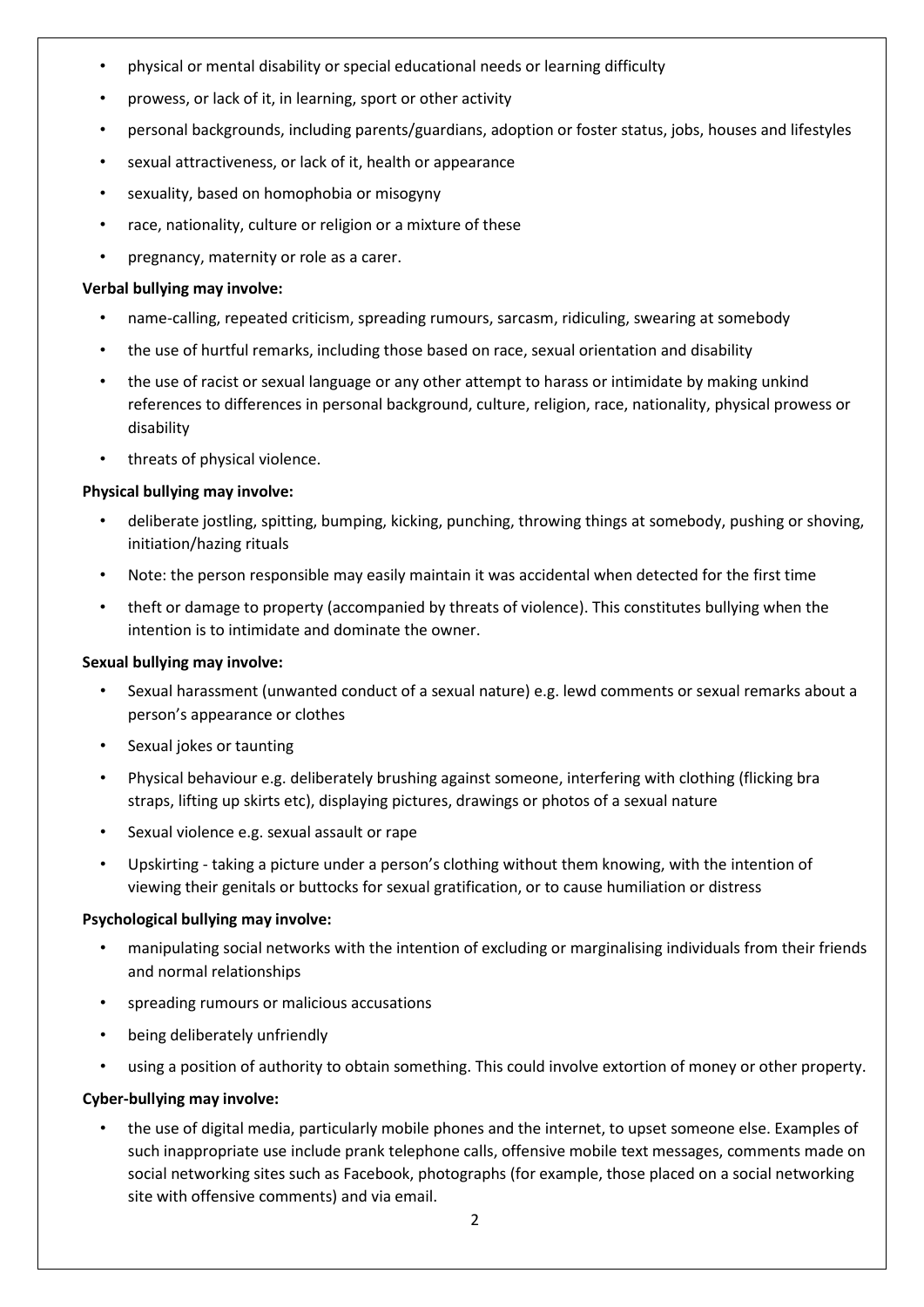- physical or mental disability or special educational needs or learning difficulty
- prowess, or lack of it, in learning, sport or other activity
- personal backgrounds, including parents/guardians, adoption or foster status, jobs, houses and lifestyles
- sexual attractiveness, or lack of it, health or appearance
- sexuality, based on homophobia or misogyny
- race, nationality, culture or religion or a mixture of these
- pregnancy, maternity or role as a carer.

**Verbal bullying may involve:**

- name-calling, repeated criticism, spreading rumours, sarcasm, ridiculing, swearing at somebody
- the use of hurtful remarks, including those based on race, sexual orientation and disability
- the use of racist or sexual language or any other attempt to harass or intimidate by making unkind references to differences in personal background, culture, religion, race, nationality, physical prowess or disability
- threats of physical violence.

**Physical bullying may involve:**

- deliberate jostling, spitting, bumping, kicking, punching, throwing things at somebody, pushing or shoving, initiation/hazing rituals
- Note: the person responsible may easily maintain it was accidental when detected for the first time
- theft or damage to property (accompanied by threats of violence). This constitutes bullying when the intention is to intimidate and dominate the owner.

**Sexual bullying may involve:**

- Sexual harassment (unwanted conduct of a sexual nature) e.g. lewd comments or sexual remarks about a person's appearance or clothes
- Sexual jokes or taunting
- Physical behaviour e.g. deliberately brushing against someone, interfering with clothing (flicking bra straps, lifting up skirts etc), displaying pictures, drawings or photos of a sexual nature
- Sexual violence e.g. sexual assault or rape
- Upskirting - taking a picture under a person's clothing without them knowing, with the intention of viewing their genitals or buttocks for sexual gratification, or to cause humiliation or distress

**Psychological bullying may involve:**

- manipulating social networks with the intention of excluding or marginalising individuals from their friends and normal relationships
- spreading rumours or malicious accusations
- being deliberately unfriendly
- using a position of authority to obtain something. This could involve extortion of money or other property.

**Cyber-bullying may involve:**

- the use of digital media, particularly mobile phones and the internet, to upset someone else. Examples of such inappropriate use include prank telephone calls, offensive mobile text messages, comments made on social networking sites such as Facebook, photographs (for example, those placed on a social networking site with offensive comments) and via email.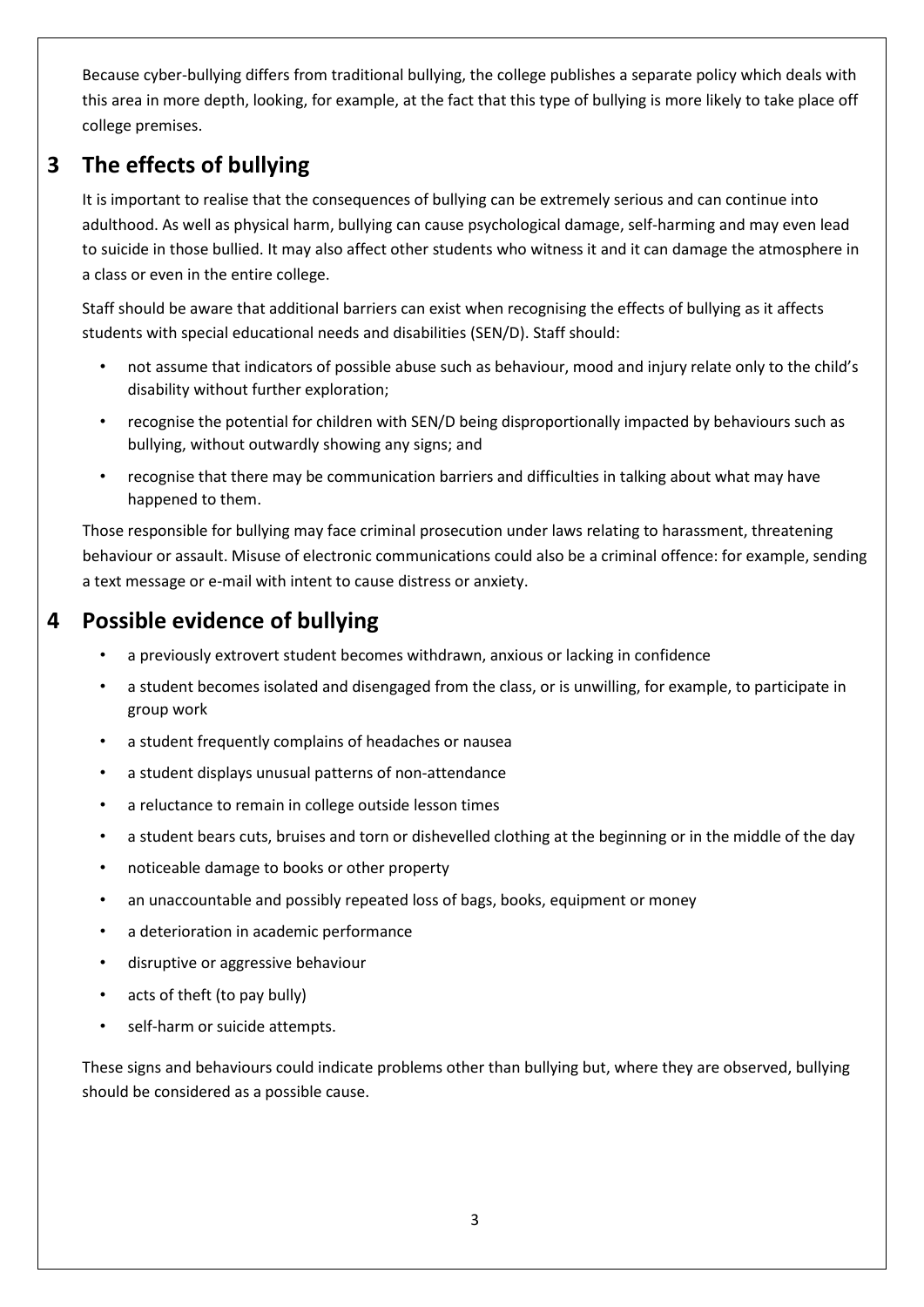Because cyber-bullying differs from traditional bullying, the college publishes a separate policy which deals with this area in more depth, looking, for example, at the fact that this type of bullying is more likely to take place off college premises.

## 3 The effects of bullying

It is important to realise that the consequences of bullying can be extremely serious and can continue into adulthood. As well as physical harm, bullying can cause psychological damage, self-harming and may even lead to suicide in those bullied. It may also affect other students who witness it and it can damage the atmosphere in a class or even in the entire college.

Staff should be aware that additional barriers can exist when recognising the effects of bullying as it affects students with special educational needs and disabilities (SEN/D). Staff should:

- not assume that indicators of possible abuse such as behaviour, mood and injury relate only to the child's disability without further exploration;
- recognise the potential for children with SEN/D being disproportionally impacted by behaviours such as bullying, without outwardly showing any signs; and
- recognise that there may be communication barriers and difficulties in talking about what may have happened to them.

Those responsible for bullying may face criminal prosecution under laws relating to harassment, threatening behaviour or assault. Misuse of electronic communications could also be a criminal offence: for example, sending a text message or e-mail with intent to cause distress or anxiety.

## 4 Possible evidence of bullying

- a previously extrovert student becomes withdrawn, anxious or lacking in confidence
- a student becomes isolated and disengaged from the class, or is unwilling, for example, to participate in group work
- a student frequently complains of headaches or nausea
- a student displays unusual patterns of non-attendance
- a reluctance to remain in college outside lesson times
- a student bears cuts, bruises and torn or dishevelled clothing at the beginning or in the middle of the day
- noticeable damage to books or other property
- an unaccountable and possibly repeated loss of bags, books, equipment or money
- a deterioration in academic performance
- disruptive or aggressive behaviour
- acts of theft (to pay bully)
- self-harm or suicide attempts.

These signs and behaviours could indicate problems other than bullying but, where they are observed, bullying should be considered as a possible cause.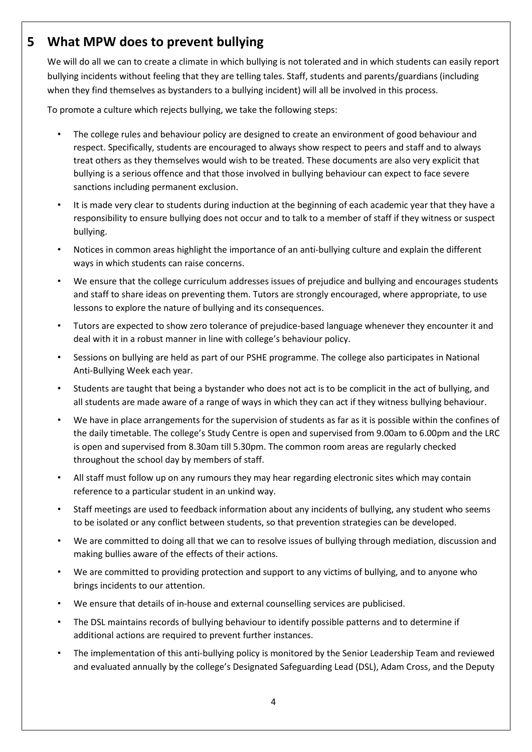## 5 What MPW does to prevent bullying

We will do all we can to create a climate in which bullying is not tolerated and in which students can easily report bullying incidents without feeling that they are telling tales. Staff, students and parents/guardians (including when they find themselves as bystanders to a bullying incident) will all be involved in this process.

To promote a culture which rejects bullying, we take the following steps:

- The college rules and behaviour policy are designed to create an environment of good behaviour and respect. Specifically, students are encouraged to always show respect to peers and staff and to always treat others as they themselves would wish to be treated. These documents are also very explicit that bullying is a serious offence and that those involved in bullying behaviour can expect to face severe sanctions including permanent exclusion.
- It is made very clear to students during induction at the beginning of each academic year that they have a responsibility to ensure bullying does not occur and to talk to a member of staff if they witness or suspect bullying.
- Notices in common areas highlight the importance of an anti-bullying culture and explain the different ways in which students can raise concerns.
- We ensure that the college curriculum addresses issues of prejudice and bullying and encourages students and staff to share ideas on preventing them. Tutors are strongly encouraged, where appropriate, to use lessons to explore the nature of bullying and its consequences.
- Tutors are expected to show zero tolerance of prejudice-based language whenever they encounter it and deal with it in a robust manner in line with college's behaviour policy.
- Sessions on bullying are held as part of our PSHE programme. The college also participates in National Anti-Bullying Week each year.
- Students are taught that being a bystander who does not act is to be complicit in the act of bullying, and all students are made aware of a range of ways in which they can act if they witness bullying behaviour.
- We have in place arrangements for the supervision of students as far as it is possible within the confines of the daily timetable. The college's Study Centre is open and supervised from 9.00am to 6.00pm and the LRC is open and supervised from 8.30am till 5.30pm. The common room areas are regularly checked throughout the school day by members of staff.
- All staff must follow up on any rumours they may hear regarding electronic sites which may contain reference to a particular student in an unkind way.
- Staff meetings are used to feedback information about any incidents of bullying, any student who seems to be isolated or any conflict between students, so that prevention strategies can be developed.
- We are committed to doing all that we can to resolve issues of bullying through mediation, discussion and making bullies aware of the effects of their actions.
- We are committed to providing protection and support to any victims of bullying, and to anyone who brings incidents to our attention.
- We ensure that details of in-house and external counselling services are publicised.
- The DSL maintains records of bullying behaviour to identify possible patterns and to determine if additional actions are required to prevent further instances.
- The implementation of this anti-bullying policy is monitored by the Senior Leadership Team and reviewed and evaluated annually by the college's Designated Safeguarding Lead (DSL), Adam Cross, and the Deputy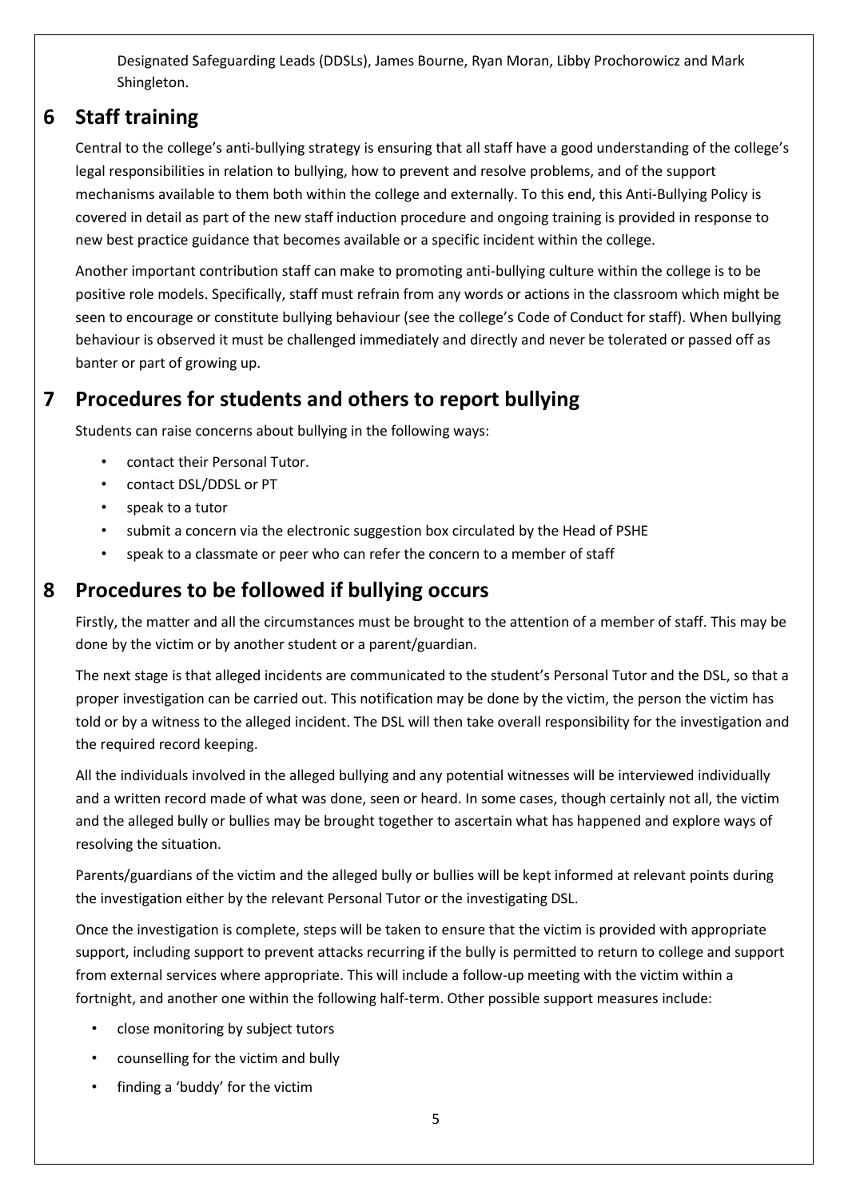Designated Safeguarding Leads (DDSLs), James Bourne, Ryan Moran, Libby Prochorowicz and Mark Shingleton.

## 6 Staff training

Central to the college's anti-bullying strategy is ensuring that all staff have a good understanding of the college's legal responsibilities in relation to bullying, how to prevent and resolve problems, and of the support mechanisms available to them both within the college and externally. To this end, this Anti-Bullying Policy is covered in detail as part of the new staff induction procedure and ongoing training is provided in response to new best practice guidance that becomes available or a specific incident within the college.

Another important contribution staff can make to promoting anti-bullying culture within the college is to be positive role models. Specifically, staff must refrain from any words or actions in the classroom which might be seen to encourage or constitute bullying behaviour (see the college's Code of Conduct for staff). When bullying behaviour is observed it must be challenged immediately and directly and never be tolerated or passed off as banter or part of growing up.

## 7 Procedures for students and others to report bullying

Students can raise concerns about bullying in the following ways:

- contact their Personal Tutor.
- contact DSL/DDSL or PT
- speak to a tutor
- submit a concern via the electronic suggestion box circulated by the Head of PSHE
- speak to a classmate or peer who can refer the concern to a member of staff

## 8 Procedures to be followed if bullying occurs

Firstly, the matter and all the circumstances must be brought to the attention of a member of staff. This may be done by the victim or by another student or a parent/guardian.

The next stage is that alleged incidents are communicated to the student's Personal Tutor and the DSL, so that a proper investigation can be carried out. This notification may be done by the victim, the person the victim has told or by a witness to the alleged incident. The DSL will then take overall responsibility for the investigation and the required record keeping.

All the individuals involved in the alleged bullying and any potential witnesses will be interviewed individually and a written record made of what was done, seen or heard. In some cases, though certainly not all, the victim and the alleged bully or bullies may be brought together to ascertain what has happened and explore ways of resolving the situation.

Parents/guardians of the victim and the alleged bully or bullies will be kept informed at relevant points during the investigation either by the relevant Personal Tutor or the investigating DSL.

Once the investigation is complete, steps will be taken to ensure that the victim is provided with appropriate support, including support to prevent attacks recurring if the bully is permitted to return to college and support from external services where appropriate. This will include a follow-up meeting with the victim within a fortnight, and another one within the following half-term. Other possible support measures include:

- close monitoring by subject tutors
- counselling for the victim and bully
- finding a 'buddy' for the victim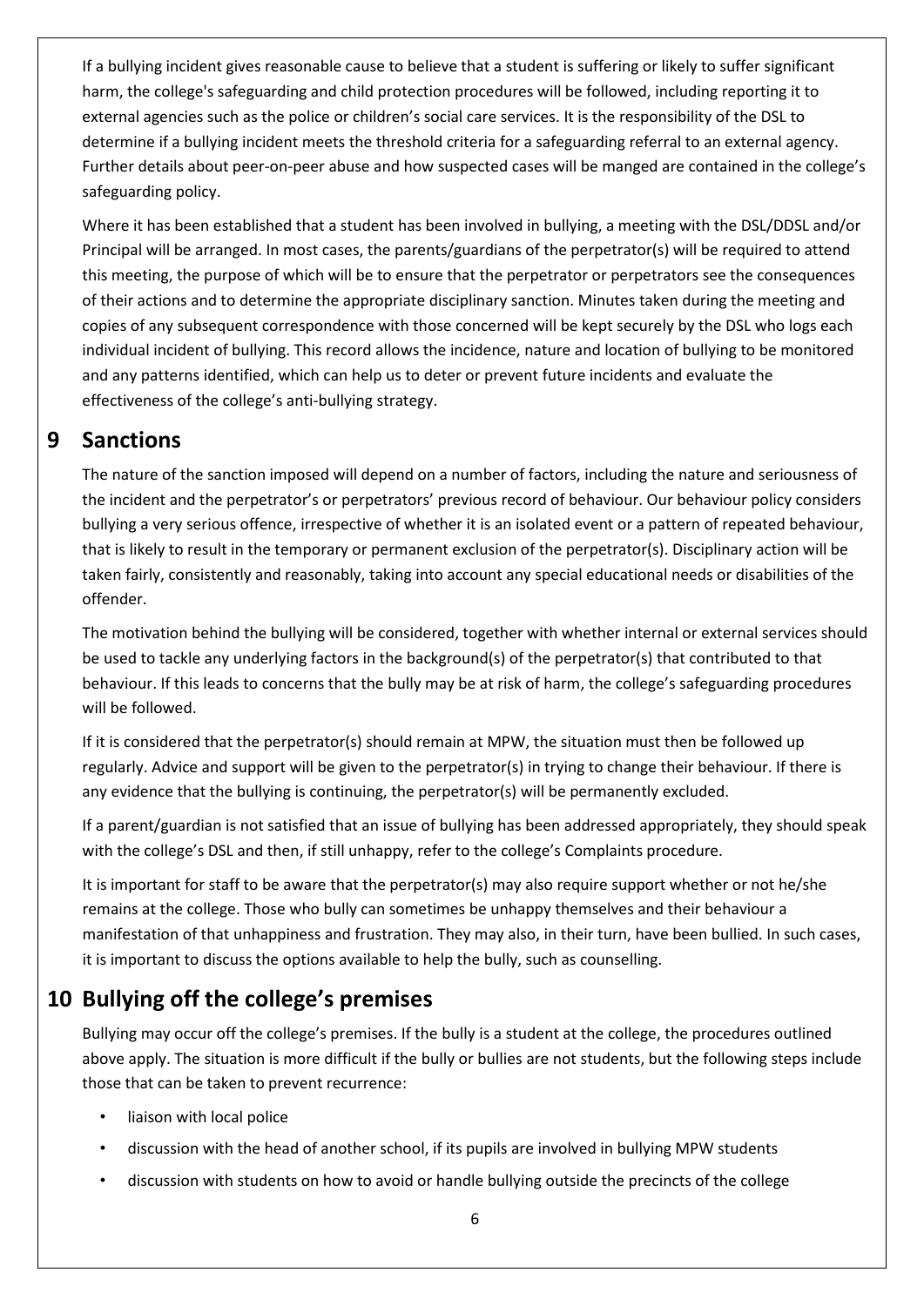If a bullying incident gives reasonable cause to believe that a student is suffering or likely to suffer significant harm, the college's safeguarding and child protection procedures will be followed, including reporting it to external agencies such as the police or children's social care services. It is the responsibility of the DSL to determine if a bullying incident meets the threshold criteria for a safeguarding referral to an external agency. Further details about peer-on-peer abuse and how suspected cases will be manged are contained in the college's safeguarding policy.

Where it has been established that a student has been involved in bullying, a meeting with the DSL/DDSL and/or Principal will be arranged. In most cases, the parents/guardians of the perpetrator(s) will be required to attend this meeting, the purpose of which will be to ensure that the perpetrator or perpetrators see the consequences of their actions and to determine the appropriate disciplinary sanction. Minutes taken during the meeting and copies of any subsequent correspondence with those concerned will be kept securely by the DSL who logs each individual incident of bullying. This record allows the incidence, nature and location of bullying to be monitored and any patterns identified, which can help us to deter or prevent future incidents and evaluate the effectiveness of the college's anti-bullying strategy.

## 9 Sanctions

The nature of the sanction imposed will depend on a number of factors, including the nature and seriousness of the incident and the perpetrator's or perpetrators' previous record of behaviour. Our behaviour policy considers bullying a very serious offence, irrespective of whether it is an isolated event or a pattern of repeated behaviour, that is likely to result in the temporary or permanent exclusion of the perpetrator(s). Disciplinary action will be taken fairly, consistently and reasonably, taking into account any special educational needs or disabilities of the offender.

The motivation behind the bullying will be considered, together with whether internal or external services should be used to tackle any underlying factors in the background(s) of the perpetrator(s) that contributed to that behaviour. If this leads to concerns that the bully may be at risk of harm, the college's safeguarding procedures will be followed.

If it is considered that the perpetrator(s) should remain at MPW, the situation must then be followed up regularly. Advice and support will be given to the perpetrator(s) in trying to change their behaviour. If there is any evidence that the bullying is continuing, the perpetrator(s) will be permanently excluded.

If a parent/guardian is not satisfied that an issue of bullying has been addressed appropriately, they should speak with the college's DSL and then, if still unhappy, refer to the college's Complaints procedure.

It is important for staff to be aware that the perpetrator(s) may also require support whether or not he/she remains at the college. Those who bully can sometimes be unhappy themselves and their behaviour a manifestation of that unhappiness and frustration. They may also, in their turn, have been bullied. In such cases, it is important to discuss the options available to help the bully, such as counselling.

## 10 Bullying off the college's premises

Bullying may occur off the college's premises. If the bully is a student at the college, the procedures outlined above apply. The situation is more difficult if the bully or bullies are not students, but the following steps include those that can be taken to prevent recurrence:

- liaison with local police
- discussion with the head of another school, if its pupils are involved in bullying MPW students
- discussion with students on how to avoid or handle bullying outside the precincts of the college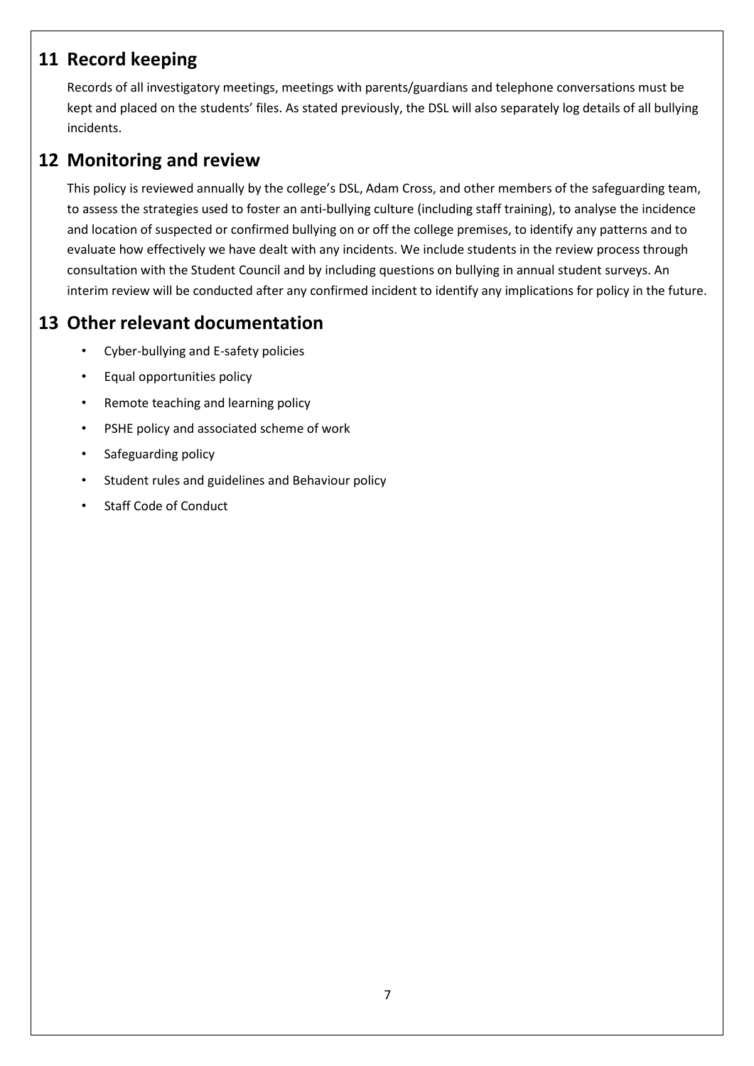## 11 Record keeping

Records of all investigatory meetings, meetings with parents/guardians and telephone conversations must be kept and placed on the students' files. As stated previously, the DSL will also separately log details of all bullying incidents.

## 12 Monitoring and review

This policy is reviewed annually by the college's DSL, Adam Cross, and other members of the safeguarding team, to assess the strategies used to foster an anti-bullying culture (including staff training), to analyse the incidence and location of suspected or confirmed bullying on or off the college premises, to identify any patterns and to evaluate how effectively we have dealt with any incidents. We include students in the review process through consultation with the Student Council and by including questions on bullying in annual student surveys. An interim review will be conducted after any confirmed incident to identify any implications for policy in the future.

## 13 Other relevant documentation

- Cyber-bullying and E-safety policies
- Equal opportunities policy
- Remote teaching and learning policy
- PSHE policy and associated scheme of work
- Safeguarding policy
- Student rules and guidelines and Behaviour policy
- Staff Code of Conduct